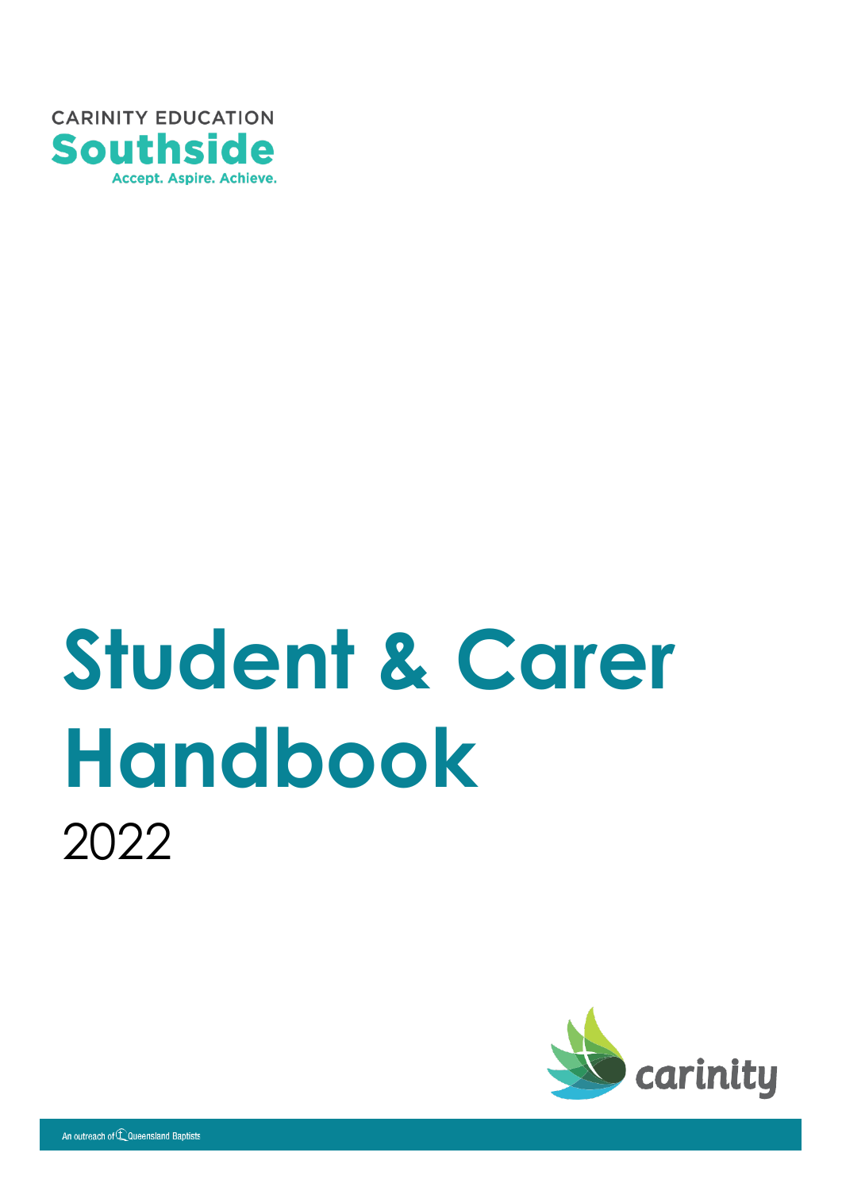CARINITY EDUCATION

**Southside**

Accept. Aspire. Achieve.

# Student & Carer Handbook

2022

carinity

An outreach of Queensland Baptists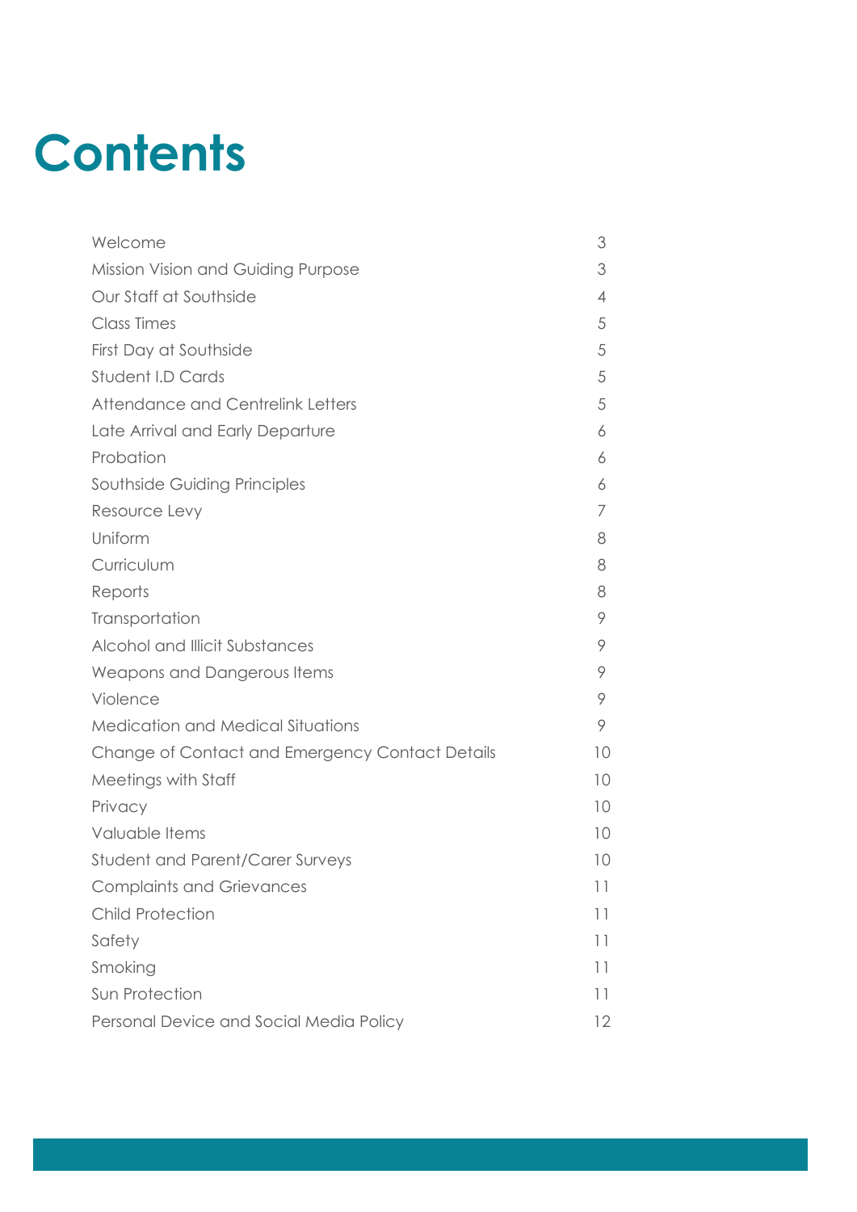# Contents

| | |
|---|---|
| Welcome | 3 |
| Mission Vision and Guiding Purpose | 3 |
| Our Staff at Southside | 4 |
| Class Times | 5 |
| First Day at Southside | 5 |
| Student I.D Cards | 5 |
| Attendance and Centrelink Letters | 5 |
| Late Arrival and Early Departure | 6 |
| Probation | 6 |
| Southside Guiding Principles | 6 |
| Resource Levy | 7 |
| Uniform | 8 |
| Curriculum | 8 |
| Reports | 8 |
| Transportation | 9 |
| Alcohol and Illicit Substances | 9 |
| Weapons and Dangerous Items | 9 |
| Violence | 9 |
| Medication and Medical Situations | 9 |
| Change of Contact and Emergency Contact Details | 10 |
| Meetings with Staff | 10 |
| Privacy | 10 |
| Valuable Items | 10 |
| Student and Parent/Carer Surveys | 10 |
| Complaints and Grievances | 11 |
| Child Protection | 11 |
| Safety | 11 |
| Smoking | 11 |
| Sun Protection | 11 |
| Personal Device and Social Media Policy | 12 |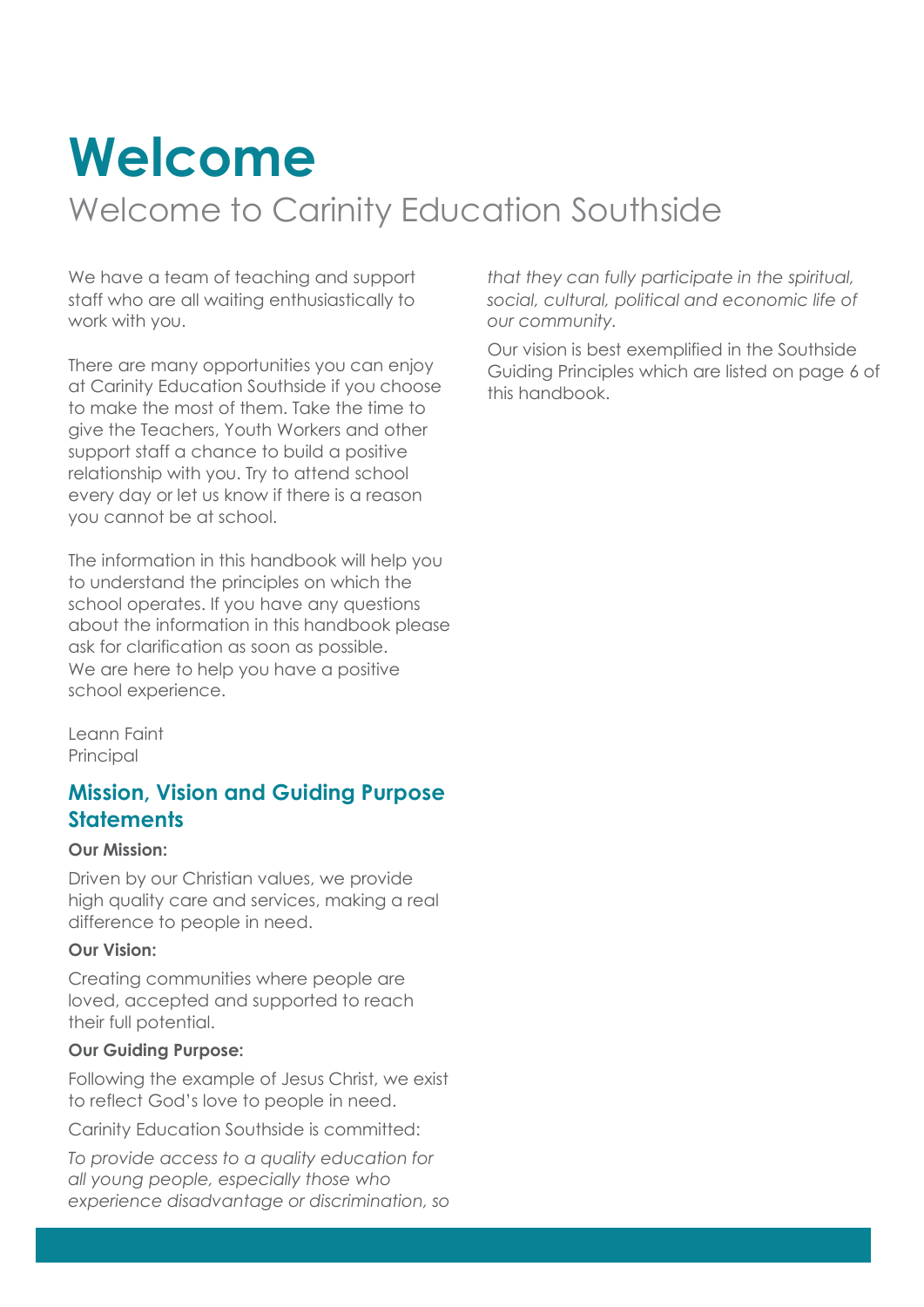# Welcome

## Welcome to Carinity Education Southside

We have a team of teaching and support staff who are all waiting enthusiastically to work with you.

There are many opportunities you can enjoy at Carinity Education Southside if you choose to make the most of them. Take the time to give the Teachers, Youth Workers and other support staff a chance to build a positive relationship with you. Try to attend school every day or let us know if there is a reason you cannot be at school.

The information in this handbook will help you to understand the principles on which the school operates. If you have any questions about the information in this handbook please ask for clarification as soon as possible. We are here to help you have a positive school experience.

Leann Faint
Principal

### Mission, Vision and Guiding Purpose Statements

**Our Mission:**

Driven by our Christian values, we provide high quality care and services, making a real difference to people in need.

**Our Vision:**

Creating communities where people are loved, accepted and supported to reach their full potential.

**Our Guiding Purpose:**

Following the example of Jesus Christ, we exist to reflect God's love to people in need.

Carinity Education Southside is committed:

*To provide access to a quality education for all young people, especially those who experience disadvantage or discrimination, so that they can fully participate in the spiritual, social, cultural, political and economic life of our community.*

Our vision is best exemplified in the Southside Guiding Principles which are listed on page 6 of this handbook.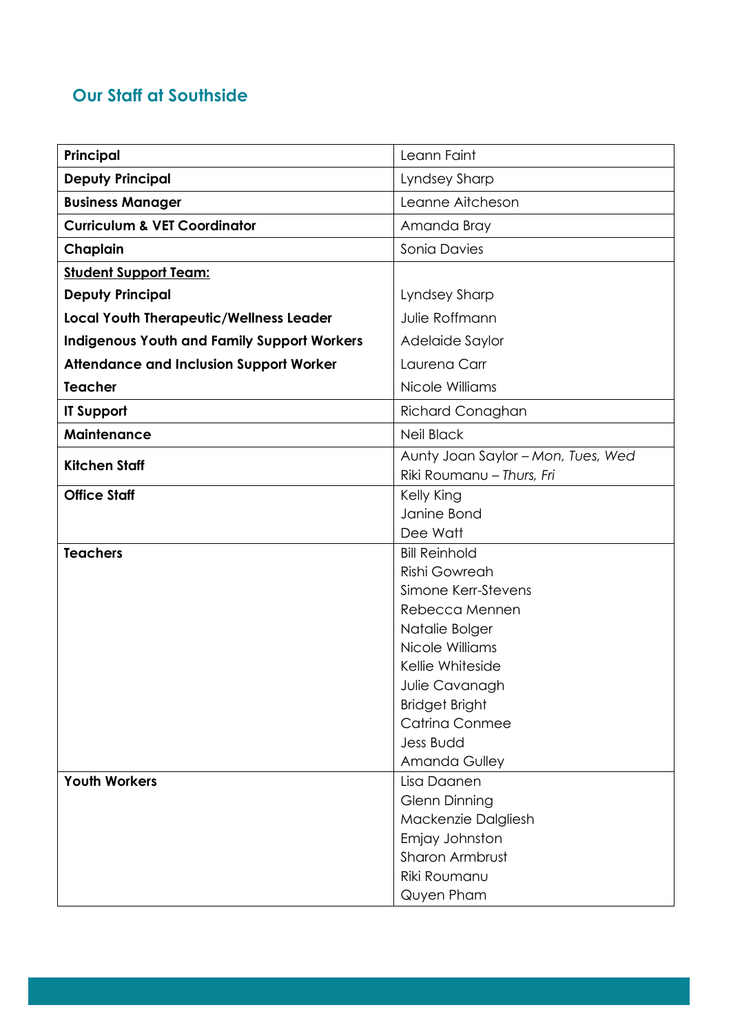## Our Staff at Southside

| | |
|---|---|
| **Principal** | Leann Faint |
| **Deputy Principal** | Lyndsey Sharp |
| **Business Manager** | Leanne Aitcheson |
| **Curriculum & VET Coordinator** | Amanda Bray |
| **Chaplain** | Sonia Davies |
| **Student Support Team:** | |
| **Deputy Principal** | Lyndsey Sharp |
| **Local Youth Therapeutic/Wellness Leader** | Julie Roffmann |
| **Indigenous Youth and Family Support Workers** | Adelaide Saylor |
| **Attendance and Inclusion Support Worker** | Laurena Carr |
| **Teacher** | Nicole Williams |
| **IT Support** | Richard Conaghan |
| **Maintenance** | Neil Black |
| **Kitchen Staff** | Aunty Joan Saylor – *Mon, Tues, Wed*<br>Riki Roumanu – *Thurs, Fri* |
| **Office Staff** | Kelly King<br>Janine Bond<br>Dee Watt |
| **Teachers** | Bill Reinhold<br>Rishi Gowreah<br>Simone Kerr-Stevens<br>Rebecca Mennen<br>Natalie Bolger<br>Nicole Williams<br>Kellie Whiteside<br>Julie Cavanagh<br>Bridget Bright<br>Catrina Conmee<br>Jess Budd<br>Amanda Gulley |
| **Youth Workers** | Lisa Daanen<br>Glenn Dinning<br>Mackenzie Dalgliesh<br>Emjay Johnston<br>Sharon Armbrust<br>Riki Roumanu<br>Quyen Pham |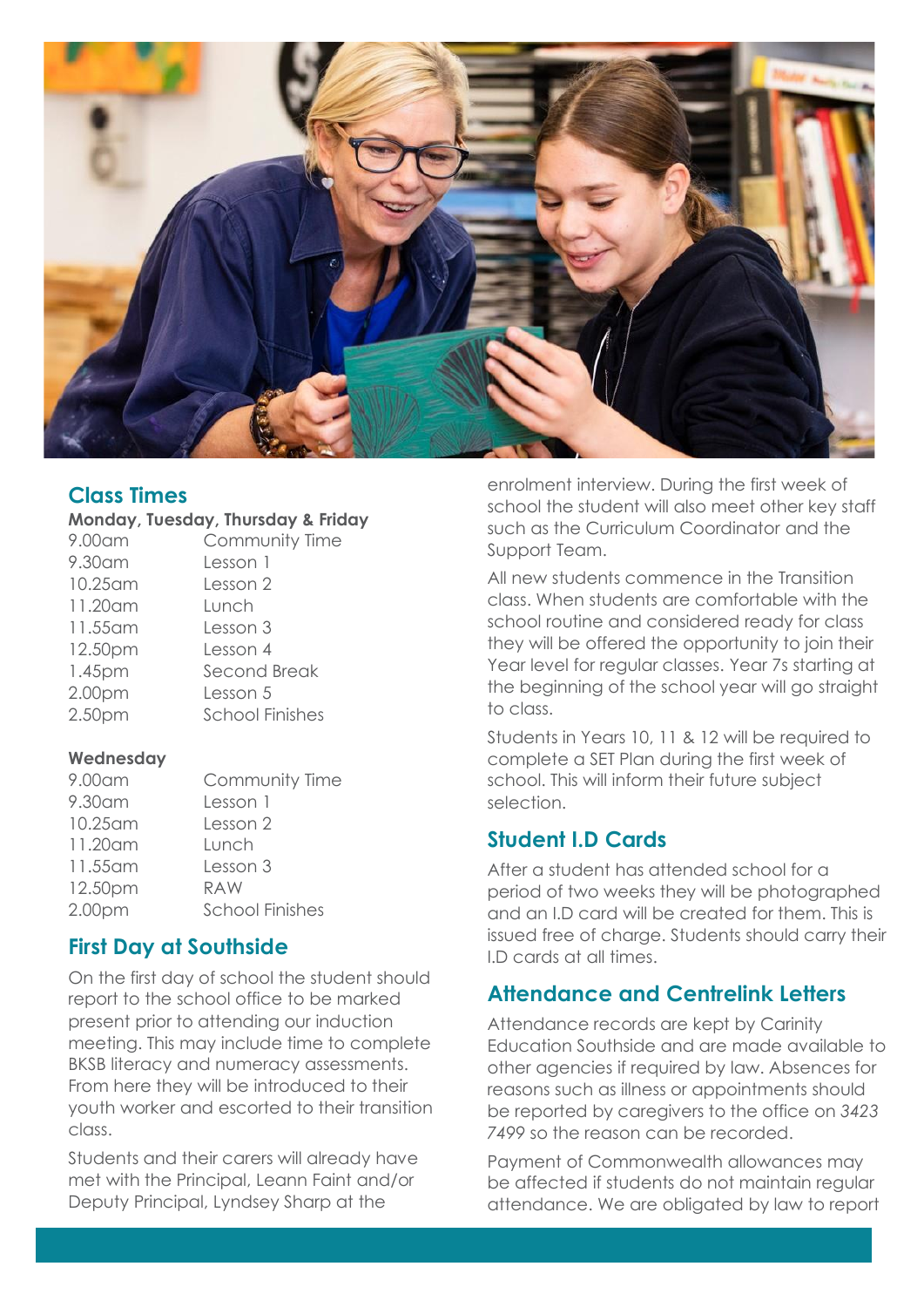## Class Times

**Monday, Tuesday, Thursday & Friday**

| | |
|---|---|
| 9.00am | Community Time |
| 9.30am | Lesson 1 |
| 10.25am | Lesson 2 |
| 11.20am | Lunch |
| 11.55am | Lesson 3 |
| 12.50pm | Lesson 4 |
| 1.45pm | Second Break |
| 2.00pm | Lesson 5 |
| 2.50pm | School Finishes |

**Wednesday**

| | |
|---|---|
| 9.00am | Community Time |
| 9.30am | Lesson 1 |
| 10.25am | Lesson 2 |
| 11.20am | Lunch |
| 11.55am | Lesson 3 |
| 12.50pm | RAW |
| 2.00pm | School Finishes |

## First Day at Southside

On the first day of school the student should report to the school office to be marked present prior to attending our induction meeting. This may include time to complete BKSB literacy and numeracy assessments. From here they will be introduced to their youth worker and escorted to their transition class.

Students and their carers will already have met with the Principal, Leann Faint and/or Deputy Principal, Lyndsey Sharp at the enrolment interview. During the first week of school the student will also meet other key staff such as the Curriculum Coordinator and the Support Team.

All new students commence in the Transition class. When students are comfortable with the school routine and considered ready for class they will be offered the opportunity to join their Year level for regular classes. Year 7s starting at the beginning of the school year will go straight to class.

Students in Years 10, 11 & 12 will be required to complete a SET Plan during the first week of school. This will inform their future subject selection.

## Student I.D Cards

After a student has attended school for a period of two weeks they will be photographed and an I.D card will be created for them. This is issued free of charge. Students should carry their I.D cards at all times.

## Attendance and Centrelink Letters

Attendance records are kept by Carinity Education Southside and are made available to other agencies if required by law. Absences for reasons such as illness or appointments should be reported by caregivers to the office on *3423 7499* so the reason can be recorded.

Payment of Commonwealth allowances may be affected if students do not maintain regular attendance. We are obligated by law to report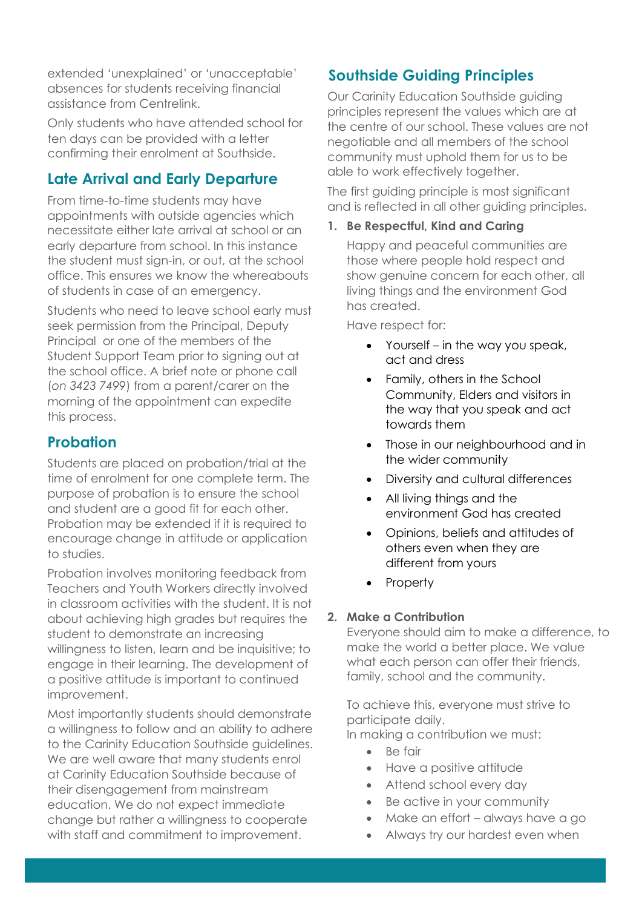extended ‘unexplained’ or ‘unacceptable’ absences for students receiving financial assistance from Centrelink.

Only students who have attended school for ten days can be provided with a letter confirming their enrolment at Southside.

## Late Arrival and Early Departure

From time-to-time students may have appointments with outside agencies which necessitate either late arrival at school or an early departure from school. In this instance the student must sign-in, or out, at the school office. This ensures we know the whereabouts of students in case of an emergency.

Students who need to leave school early must seek permission from the Principal, Deputy Principal or one of the members of the Student Support Team prior to signing out at the school office. A brief note or phone call (*on 3423 7499*) from a parent/carer on the morning of the appointment can expedite this process.

## Probation

Students are placed on probation/trial at the time of enrolment for one complete term. The purpose of probation is to ensure the school and student are a good fit for each other. Probation may be extended if it is required to encourage change in attitude or application to studies.

Probation involves monitoring feedback from Teachers and Youth Workers directly involved in classroom activities with the student. It is not about achieving high grades but requires the student to demonstrate an increasing willingness to listen, learn and be inquisitive; to engage in their learning. The development of a positive attitude is important to continued improvement.

Most importantly students should demonstrate a willingness to follow and an ability to adhere to the Carinity Education Southside guidelines. We are well aware that many students enrol at Carinity Education Southside because of their disengagement from mainstream education. We do not expect immediate change but rather a willingness to cooperate with staff and commitment to improvement.

## Southside Guiding Principles

Our Carinity Education Southside guiding principles represent the values which are at the centre of our school. These values are not negotiable and all members of the school community must uphold them for us to be able to work effectively together.

The first guiding principle is most significant and is reflected in all other guiding principles.

1. **Be Respectful, Kind and Caring**

   Happy and peaceful communities are those where people hold respect and show genuine concern for each other, all living things and the environment God has created.

   Have respect for:

   - Yourself – in the way you speak, act and dress
   - Family, others in the School Community, Elders and visitors in the way that you speak and act towards them
   - Those in our neighbourhood and in the wider community
   - Diversity and cultural differences
   - All living things and the environment God has created
   - Opinions, beliefs and attitudes of others even when they are different from yours
   - Property

2. **Make a Contribution**

   Everyone should aim to make a difference, to make the world a better place. We value what each person can offer their friends, family, school and the community.

   To achieve this, everyone must strive to participate daily.
   In making a contribution we must:

   - Be fair
   - Have a positive attitude
   - Attend school every day
   - Be active in your community
   - Make an effort – always have a go
   - Always try our hardest even when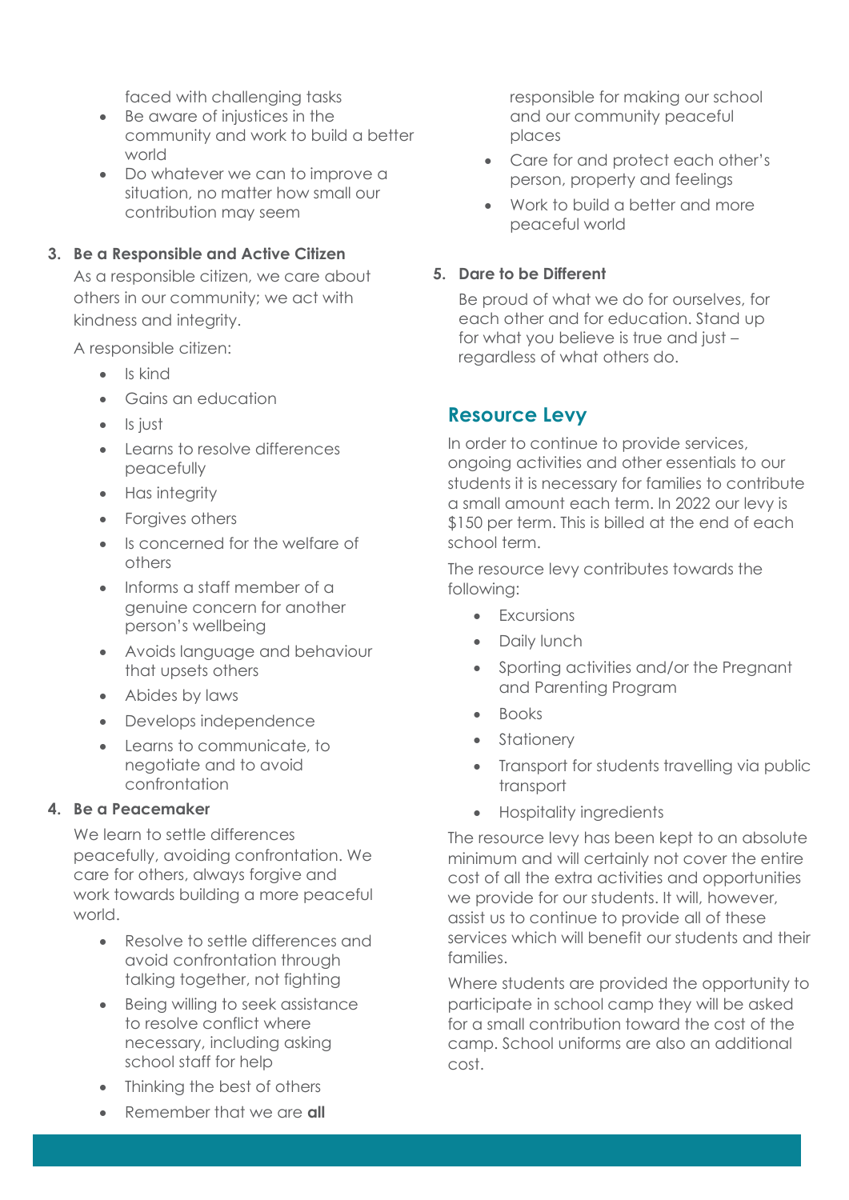faced with challenging tasks

- Be aware of injustices in the community and work to build a better world
- Do whatever we can to improve a situation, no matter how small our contribution may seem

3. **Be a Responsible and Active Citizen**

As a responsible citizen, we care about others in our community; we act with kindness and integrity.

A responsible citizen:

- Is kind
- Gains an education
- Is just
- Learns to resolve differences peacefully
- Has integrity
- Forgives others
- Is concerned for the welfare of others
- Informs a staff member of a genuine concern for another person's wellbeing
- Avoids language and behaviour that upsets others
- Abides by laws
- Develops independence
- Learns to communicate, to negotiate and to avoid confrontation

4. **Be a Peacemaker**

We learn to settle differences peacefully, avoiding confrontation. We care for others, always forgive and work towards building a more peaceful world.

- Resolve to settle differences and avoid confrontation through talking together, not fighting
- Being willing to seek assistance to resolve conflict where necessary, including asking school staff for help
- Thinking the best of others
- Remember that we are **all** responsible for making our school and our community peaceful places
- Care for and protect each other's person, property and feelings
- Work to build a better and more peaceful world

5. **Dare to be Different**

Be proud of what we do for ourselves, for each other and for education. Stand up for what you believe is true and just – regardless of what others do.

## Resource Levy

In order to continue to provide services, ongoing activities and other essentials to our students it is necessary for families to contribute a small amount each term. In 2022 our levy is $150 per term. This is billed at the end of each school term.

The resource levy contributes towards the following:

- Excursions
- Daily lunch
- Sporting activities and/or the Pregnant and Parenting Program
- Books
- Stationery
- Transport for students travelling via public transport
- Hospitality ingredients

The resource levy has been kept to an absolute minimum and will certainly not cover the entire cost of all the extra activities and opportunities we provide for our students. It will, however, assist us to continue to provide all of these services which will benefit our students and their families.

Where students are provided the opportunity to participate in school camp they will be asked for a small contribution toward the cost of the camp. School uniforms are also an additional cost.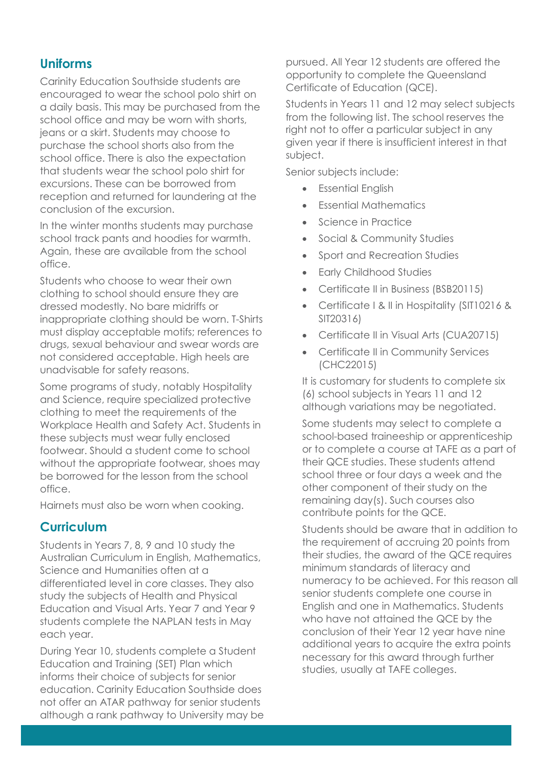## Uniforms

Carinity Education Southside students are encouraged to wear the school polo shirt on a daily basis. This may be purchased from the school office and may be worn with shorts, jeans or a skirt. Students may choose to purchase the school shorts also from the school office. There is also the expectation that students wear the school polo shirt for excursions. These can be borrowed from reception and returned for laundering at the conclusion of the excursion.

In the winter months students may purchase school track pants and hoodies for warmth. Again, these are available from the school office.

Students who choose to wear their own clothing to school should ensure they are dressed modestly. No bare midriffs or inappropriate clothing should be worn. T-Shirts must display acceptable motifs; references to drugs, sexual behaviour and swear words are not considered acceptable. High heels are unadvisable for safety reasons.

Some programs of study, notably Hospitality and Science, require specialized protective clothing to meet the requirements of the Workplace Health and Safety Act. Students in these subjects must wear fully enclosed footwear. Should a student come to school without the appropriate footwear, shoes may be borrowed for the lesson from the school office.

Hairnets must also be worn when cooking.

## Curriculum

Students in Years 7, 8, 9 and 10 study the Australian Curriculum in English, Mathematics, Science and Humanities often at a differentiated level in core classes. They also study the subjects of Health and Physical Education and Visual Arts. Year 7 and Year 9 students complete the NAPLAN tests in May each year.

During Year 10, students complete a Student Education and Training (SET) Plan which informs their choice of subjects for senior education. Carinity Education Southside does not offer an ATAR pathway for senior students although a rank pathway to University may be pursued. All Year 12 students are offered the opportunity to complete the Queensland Certificate of Education (QCE).

Students in Years 11 and 12 may select subjects from the following list. The school reserves the right not to offer a particular subject in any given year if there is insufficient interest in that subject.

Senior subjects include:

- Essential English
- Essential Mathematics
- Science in Practice
- Social & Community Studies
- Sport and Recreation Studies
- Early Childhood Studies
- Certificate II in Business (BSB20115)
- Certificate I & II in Hospitality (SIT10216 & SIT20316)
- Certificate II in Visual Arts (CUA20715)
- Certificate II in Community Services (CHC22015)

It is customary for students to complete six (6) school subjects in Years 11 and 12 although variations may be negotiated.

Some students may select to complete a school-based traineeship or apprenticeship or to complete a course at TAFE as a part of their QCE studies. These students attend school three or four days a week and the other component of their study on the remaining day(s). Such courses also contribute points for the QCE.

Students should be aware that in addition to the requirement of accruing 20 points from their studies, the award of the QCE requires minimum standards of literacy and numeracy to be achieved. For this reason all senior students complete one course in English and one in Mathematics. Students who have not attained the QCE by the conclusion of their Year 12 year have nine additional years to acquire the extra points necessary for this award through further studies, usually at TAFE colleges.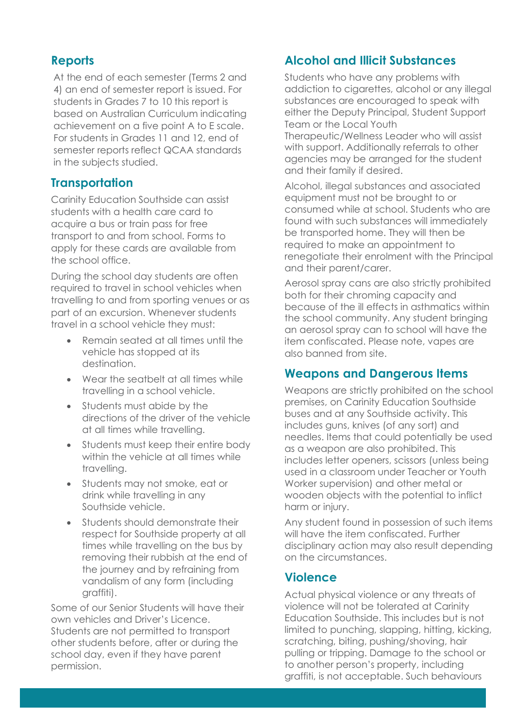## Reports

At the end of each semester (Terms 2 and 4) an end of semester report is issued. For students in Grades 7 to 10 this report is based on Australian Curriculum indicating achievement on a five point A to E scale. For students in Grades 11 and 12, end of semester reports reflect QCAA standards in the subjects studied.

## Transportation

Carinity Education Southside can assist students with a health care card to acquire a bus or train pass for free transport to and from school. Forms to apply for these cards are available from the school office.

During the school day students are often required to travel in school vehicles when travelling to and from sporting venues or as part of an excursion. Whenever students travel in a school vehicle they must:

- Remain seated at all times until the vehicle has stopped at its destination.
- Wear the seatbelt at all times while travelling in a school vehicle.
- Students must abide by the directions of the driver of the vehicle at all times while travelling.
- Students must keep their entire body within the vehicle at all times while travelling.
- Students may not smoke, eat or drink while travelling in any Southside vehicle.
- Students should demonstrate their respect for Southside property at all times while travelling on the bus by removing their rubbish at the end of the journey and by refraining from vandalism of any form (including graffiti).

Some of our Senior Students will have their own vehicles and Driver's Licence. Students are not permitted to transport other students before, after or during the school day, even if they have parent permission.

## Alcohol and Illicit Substances

Students who have any problems with addiction to cigarettes, alcohol or any illegal substances are encouraged to speak with either the Deputy Principal, Student Support Team or the Local Youth Therapeutic/Wellness Leader who will assist with support. Additionally referrals to other agencies may be arranged for the student and their family if desired.

Alcohol, illegal substances and associated equipment must not be brought to or consumed while at school. Students who are found with such substances will immediately be transported home. They will then be required to make an appointment to renegotiate their enrolment with the Principal and their parent/carer.

Aerosol spray cans are also strictly prohibited both for their chroming capacity and because of the ill effects in asthmatics within the school community. Any student bringing an aerosol spray can to school will have the item confiscated. Please note, vapes are also banned from site.

## Weapons and Dangerous Items

Weapons are strictly prohibited on the school premises, on Carinity Education Southside buses and at any Southside activity. This includes guns, knives (of any sort) and needles. Items that could potentially be used as a weapon are also prohibited. This includes letter openers, scissors (unless being used in a classroom under Teacher or Youth Worker supervision) and other metal or wooden objects with the potential to inflict harm or injury.

Any student found in possession of such items will have the item confiscated. Further disciplinary action may also result depending on the circumstances.

## Violence

Actual physical violence or any threats of violence will not be tolerated at Carinity Education Southside. This includes but is not limited to punching, slapping, hitting, kicking, scratching, biting, pushing/shoving, hair pulling or tripping. Damage to the school or to another person's property, including graffiti, is not acceptable. Such behaviours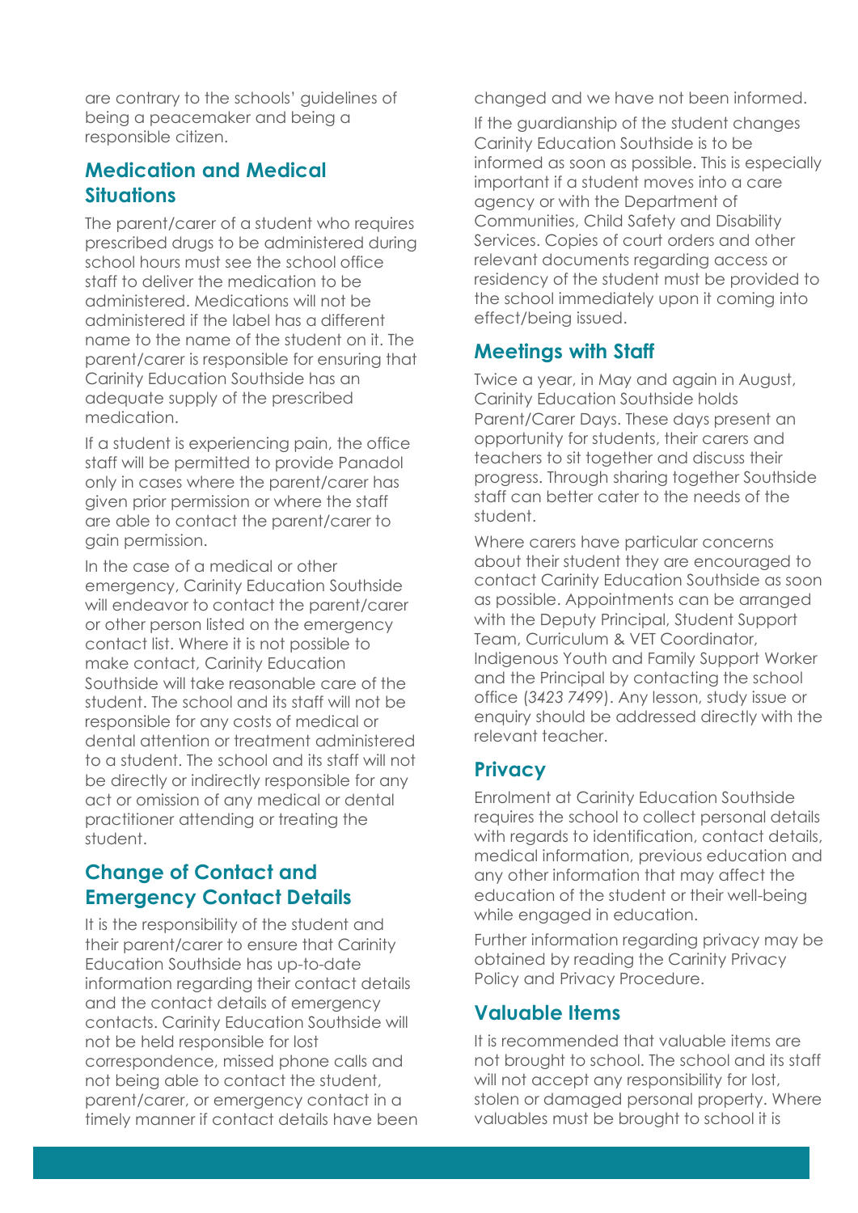are contrary to the schools' guidelines of being a peacemaker and being a responsible citizen.

## Medication and Medical Situations

The parent/carer of a student who requires prescribed drugs to be administered during school hours must see the school office staff to deliver the medication to be administered. Medications will not be administered if the label has a different name to the name of the student on it. The parent/carer is responsible for ensuring that Carinity Education Southside has an adequate supply of the prescribed medication.

If a student is experiencing pain, the office staff will be permitted to provide Panadol only in cases where the parent/carer has given prior permission or where the staff are able to contact the parent/carer to gain permission.

In the case of a medical or other emergency, Carinity Education Southside will endeavor to contact the parent/carer or other person listed on the emergency contact list. Where it is not possible to make contact, Carinity Education Southside will take reasonable care of the student. The school and its staff will not be responsible for any costs of medical or dental attention or treatment administered to a student. The school and its staff will not be directly or indirectly responsible for any act or omission of any medical or dental practitioner attending or treating the student.

## Change of Contact and Emergency Contact Details

It is the responsibility of the student and their parent/carer to ensure that Carinity Education Southside has up-to-date information regarding their contact details and the contact details of emergency contacts. Carinity Education Southside will not be held responsible for lost correspondence, missed phone calls and not being able to contact the student, parent/carer, or emergency contact in a timely manner if contact details have been changed and we have not been informed.

If the guardianship of the student changes Carinity Education Southside is to be informed as soon as possible. This is especially important if a student moves into a care agency or with the Department of Communities, Child Safety and Disability Services. Copies of court orders and other relevant documents regarding access or residency of the student must be provided to the school immediately upon it coming into effect/being issued.

## Meetings with Staff

Twice a year, in May and again in August, Carinity Education Southside holds Parent/Carer Days. These days present an opportunity for students, their carers and teachers to sit together and discuss their progress. Through sharing together Southside staff can better cater to the needs of the student.

Where carers have particular concerns about their student they are encouraged to contact Carinity Education Southside as soon as possible. Appointments can be arranged with the Deputy Principal, Student Support Team, Curriculum & VET Coordinator, Indigenous Youth and Family Support Worker and the Principal by contacting the school office (*3423 7499*). Any lesson, study issue or enquiry should be addressed directly with the relevant teacher.

## Privacy

Enrolment at Carinity Education Southside requires the school to collect personal details with regards to identification, contact details, medical information, previous education and any other information that may affect the education of the student or their well-being while engaged in education.

Further information regarding privacy may be obtained by reading the Carinity Privacy Policy and Privacy Procedure.

## Valuable Items

It is recommended that valuable items are not brought to school. The school and its staff will not accept any responsibility for lost, stolen or damaged personal property. Where valuables must be brought to school it is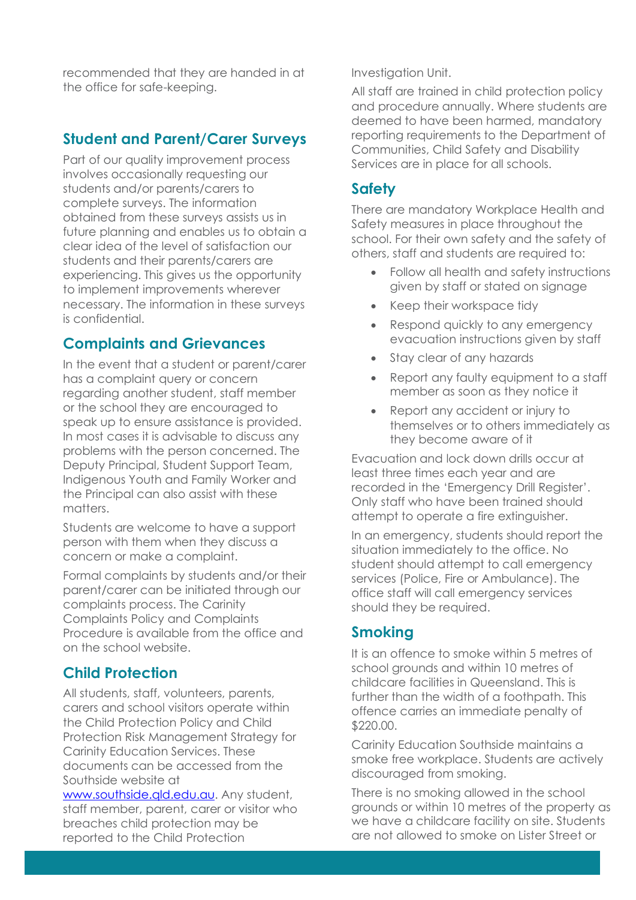recommended that they are handed in at the office for safe-keeping.

## Student and Parent/Carer Surveys

Part of our quality improvement process involves occasionally requesting our students and/or parents/carers to complete surveys. The information obtained from these surveys assists us in future planning and enables us to obtain a clear idea of the level of satisfaction our students and their parents/carers are experiencing. This gives us the opportunity to implement improvements wherever necessary. The information in these surveys is confidential.

## Complaints and Grievances

In the event that a student or parent/carer has a complaint query or concern regarding another student, staff member or the school they are encouraged to speak up to ensure assistance is provided. In most cases it is advisable to discuss any problems with the person concerned. The Deputy Principal, Student Support Team, Indigenous Youth and Family Worker and the Principal can also assist with these matters.

Students are welcome to have a support person with them when they discuss a concern or make a complaint.

Formal complaints by students and/or their parent/carer can be initiated through our complaints process. The Carinity Complaints Policy and Complaints Procedure is available from the office and on the school website.

## Child Protection

All students, staff, volunteers, parents, carers and school visitors operate within the Child Protection Policy and Child Protection Risk Management Strategy for Carinity Education Services. These documents can be accessed from the Southside website at [www.southside.qld.edu.au](www.southside.qld.edu.au). Any student, staff member, parent, carer or visitor who breaches child protection may be reported to the Child Protection Investigation Unit.

All staff are trained in child protection policy and procedure annually. Where students are deemed to have been harmed, mandatory reporting requirements to the Department of Communities, Child Safety and Disability Services are in place for all schools.

## Safety

There are mandatory Workplace Health and Safety measures in place throughout the school. For their own safety and the safety of others, staff and students are required to:

- Follow all health and safety instructions given by staff or stated on signage
- Keep their workspace tidy
- Respond quickly to any emergency evacuation instructions given by staff
- Stay clear of any hazards
- Report any faulty equipment to a staff member as soon as they notice it
- Report any accident or injury to themselves or to others immediately as they become aware of it

Evacuation and lock down drills occur at least three times each year and are recorded in the 'Emergency Drill Register'. Only staff who have been trained should attempt to operate a fire extinguisher.

In an emergency, students should report the situation immediately to the office. No student should attempt to call emergency services (Police, Fire or Ambulance). The office staff will call emergency services should they be required.

## Smoking

It is an offence to smoke within 5 metres of school grounds and within 10 metres of childcare facilities in Queensland. This is further than the width of a footpath. This offence carries an immediate penalty of $220.00.

Carinity Education Southside maintains a smoke free workplace. Students are actively discouraged from smoking.

There is no smoking allowed in the school grounds or within 10 metres of the property as we have a childcare facility on site. Students are not allowed to smoke on Lister Street or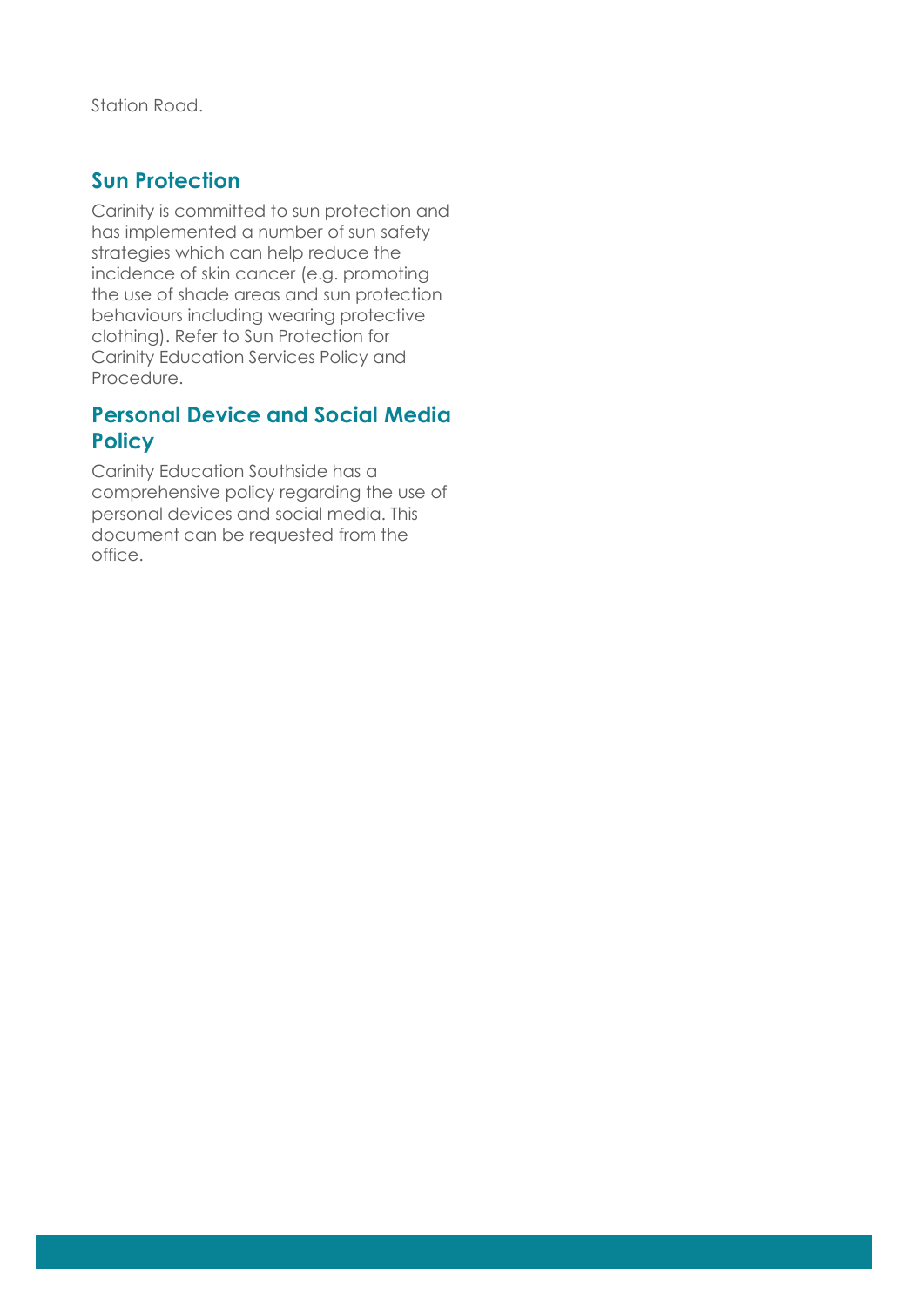Station Road.

## Sun Protection

Carinity is committed to sun protection and has implemented a number of sun safety strategies which can help reduce the incidence of skin cancer (e.g. promoting the use of shade areas and sun protection behaviours including wearing protective clothing). Refer to Sun Protection for Carinity Education Services Policy and Procedure.

## Personal Device and Social Media Policy

Carinity Education Southside has a comprehensive policy regarding the use of personal devices and social media. This document can be requested from the office.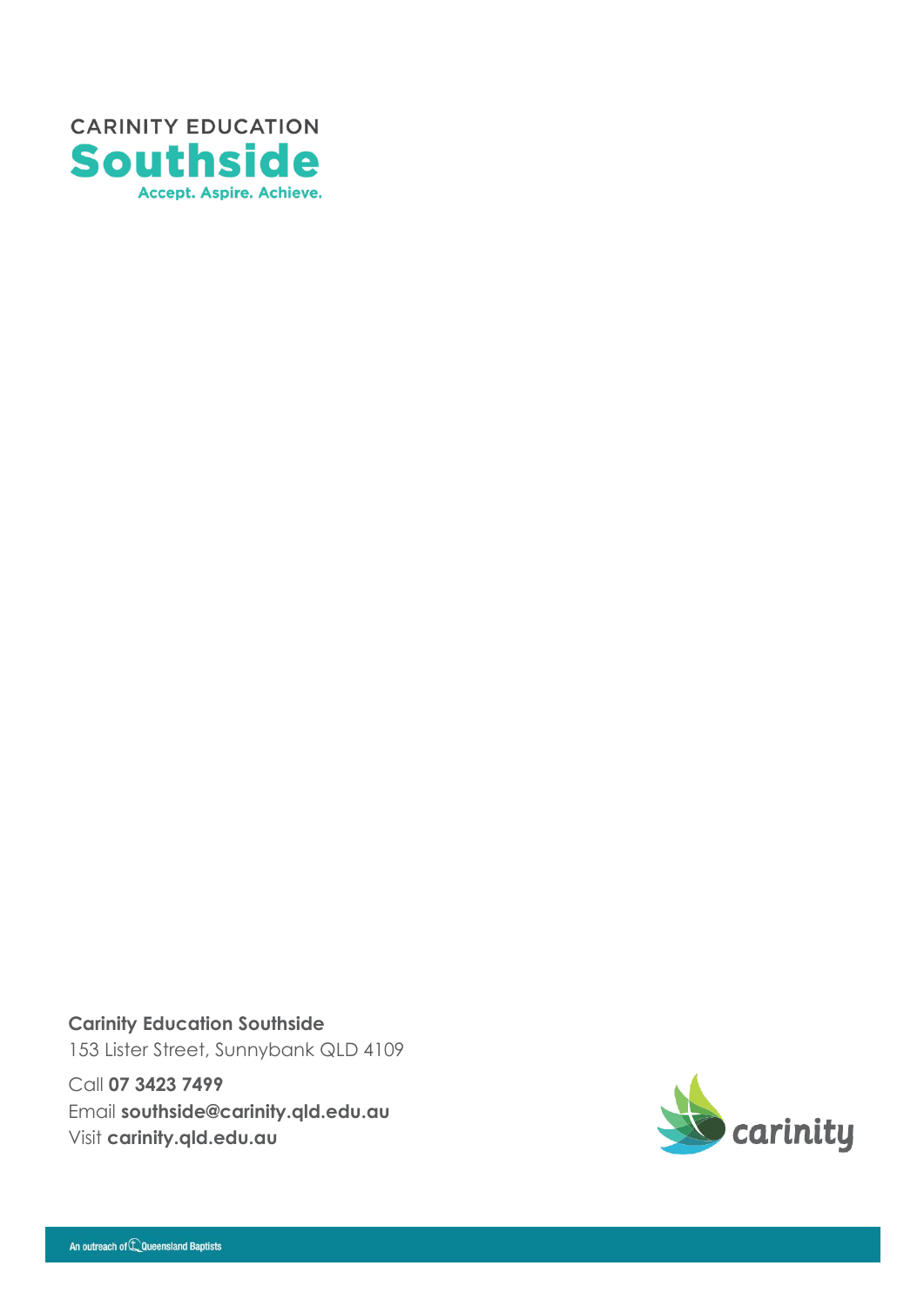CARINITY EDUCATION
**Southside**
Accept. Aspire. Achieve.

**Carinity Education Southside**
153 Lister Street, Sunnybank QLD 4109

Call **07 3423 7499**
Email **southside@carinity.qld.edu.au**
Visit **carinity.qld.edu.au**

carinity

An outreach of Queensland Baptists